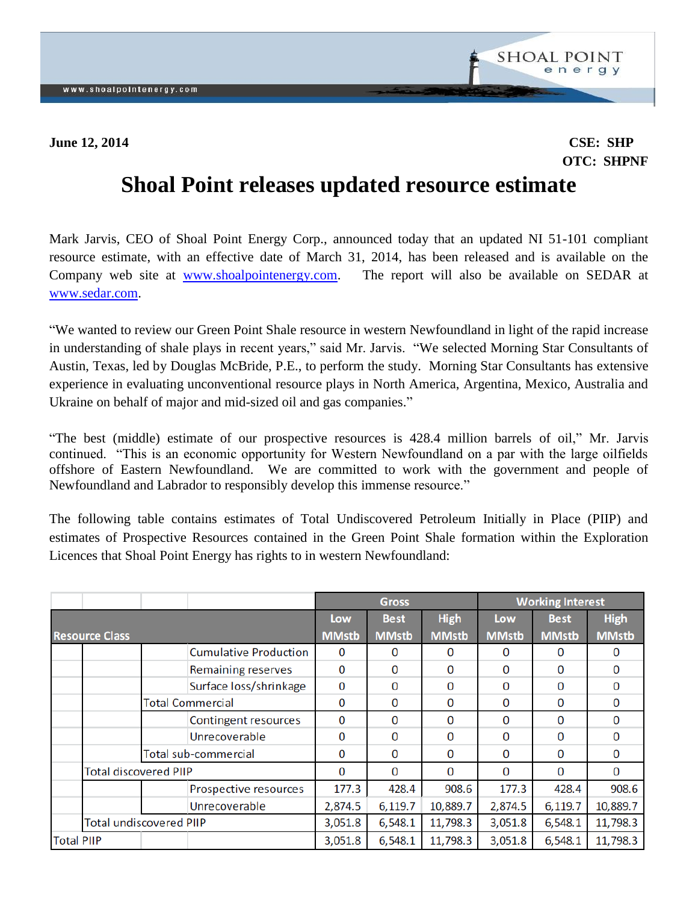June 12, 2014

CSE: SHP
OTC: SHPNF

# Shoal Point releases updated resource estimate

Mark Jarvis, CEO of Shoal Point Energy Corp., announced today that an updated NI 51-101 compliant resource estimate, with an effective date of March 31, 2014, has been released and is available on the Company web site at www.shoalpointenergy.com. The report will also be available on SEDAR at www.sedar.com.

"We wanted to review our Green Point Shale resource in western Newfoundland in light of the rapid increase in understanding of shale plays in recent years," said Mr. Jarvis. "We selected Morning Star Consultants of Austin, Texas, led by Douglas McBride, P.E., to perform the study. Morning Star Consultants has extensive experience in evaluating unconventional resource plays in North America, Argentina, Mexico, Australia and Ukraine on behalf of major and mid-sized oil and gas companies."

"The best (middle) estimate of our prospective resources is 428.4 million barrels of oil," Mr. Jarvis continued. "This is an economic opportunity for Western Newfoundland on a par with the large oilfields offshore of Eastern Newfoundland. We are committed to work with the government and people of Newfoundland and Labrador to responsibly develop this immense resource."

The following table contains estimates of Total Undiscovered Petroleum Initially in Place (PIIP) and estimates of Prospective Resources contained in the Green Point Shale formation within the Exploration Licences that Shoal Point Energy has rights to in western Newfoundland:

| Resource Class | Gross Low MMstb | Gross Best MMstb | Gross High MMstb | Working Interest Low MMstb | Working Interest Best MMstb | Working Interest High MMstb |
|---|---|---|---|---|---|---|
| Cumulative Production | 0 | 0 | 0 | 0 | 0 | 0 |
| Remaining reserves | 0 | 0 | 0 | 0 | 0 | 0 |
| Surface loss/shrinkage | 0 | 0 | 0 | 0 | 0 | 0 |
| Total Commercial | 0 | 0 | 0 | 0 | 0 | 0 |
| Contingent resources | 0 | 0 | 0 | 0 | 0 | 0 |
| Unrecoverable | 0 | 0 | 0 | 0 | 0 | 0 |
| Total sub-commercial | 0 | 0 | 0 | 0 | 0 | 0 |
| Total discovered PIIP | 0 | 0 | 0 | 0 | 0 | 0 |
| Prospective resources | 177.3 | 428.4 | 908.6 | 177.3 | 428.4 | 908.6 |
| Unrecoverable | 2,874.5 | 6,119.7 | 10,889.7 | 2,874.5 | 6,119.7 | 10,889.7 |
| Total undiscovered PIIP | 3,051.8 | 6,548.1 | 11,798.3 | 3,051.8 | 6,548.1 | 11,798.3 |
| Total PIIP | 3,051.8 | 6,548.1 | 11,798.3 | 3,051.8 | 6,548.1 | 11,798.3 |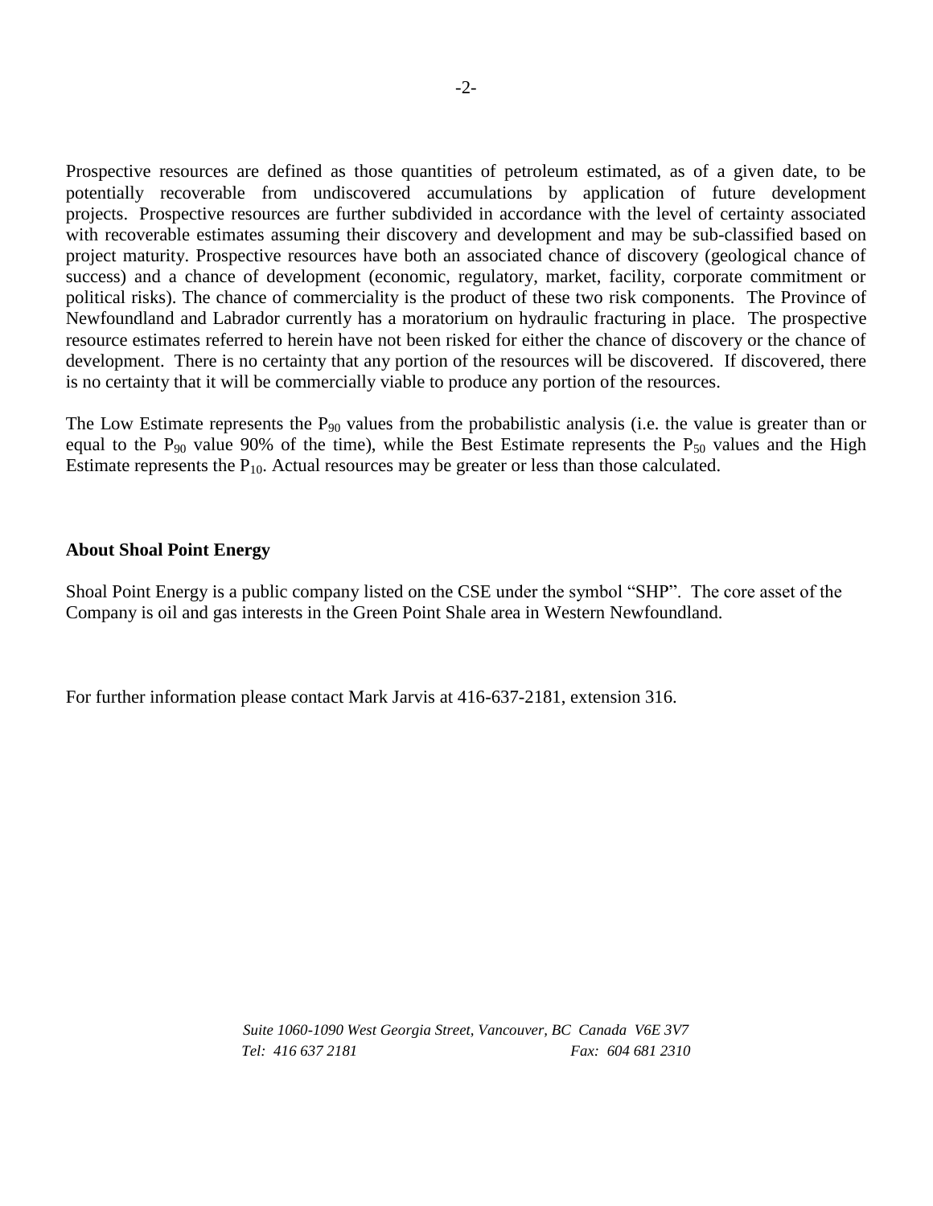Prospective resources are defined as those quantities of petroleum estimated, as of a given date, to be potentially recoverable from undiscovered accumulations by application of future development projects. Prospective resources are further subdivided in accordance with the level of certainty associated with recoverable estimates assuming their discovery and development and may be sub-classified based on project maturity. Prospective resources have both an associated chance of discovery (geological chance of success) and a chance of development (economic, regulatory, market, facility, corporate commitment or political risks). The chance of commerciality is the product of these two risk components. The Province of Newfoundland and Labrador currently has a moratorium on hydraulic fracturing in place. The prospective resource estimates referred to herein have not been risked for either the chance of discovery or the chance of development. There is no certainty that any portion of the resources will be discovered. If discovered, there is no certainty that it will be commercially viable to produce any portion of the resources.

The Low Estimate represents the $P_{90}$ values from the probabilistic analysis (i.e. the value is greater than or equal to the $P_{90}$ value 90% of the time), while the Best Estimate represents the $P_{50}$ values and the High Estimate represents the $P_{10}$. Actual resources may be greater or less than those calculated.

**About Shoal Point Energy**

Shoal Point Energy is a public company listed on the CSE under the symbol "SHP". The core asset of the Company is oil and gas interests in the Green Point Shale area in Western Newfoundland.

For further information please contact Mark Jarvis at 416-637-2181, extension 316.

*Suite 1060-1090 West Georgia Street, Vancouver, BC Canada V6E 3V7*
*Tel: 416 637 2181 Fax: 604 681 2310*